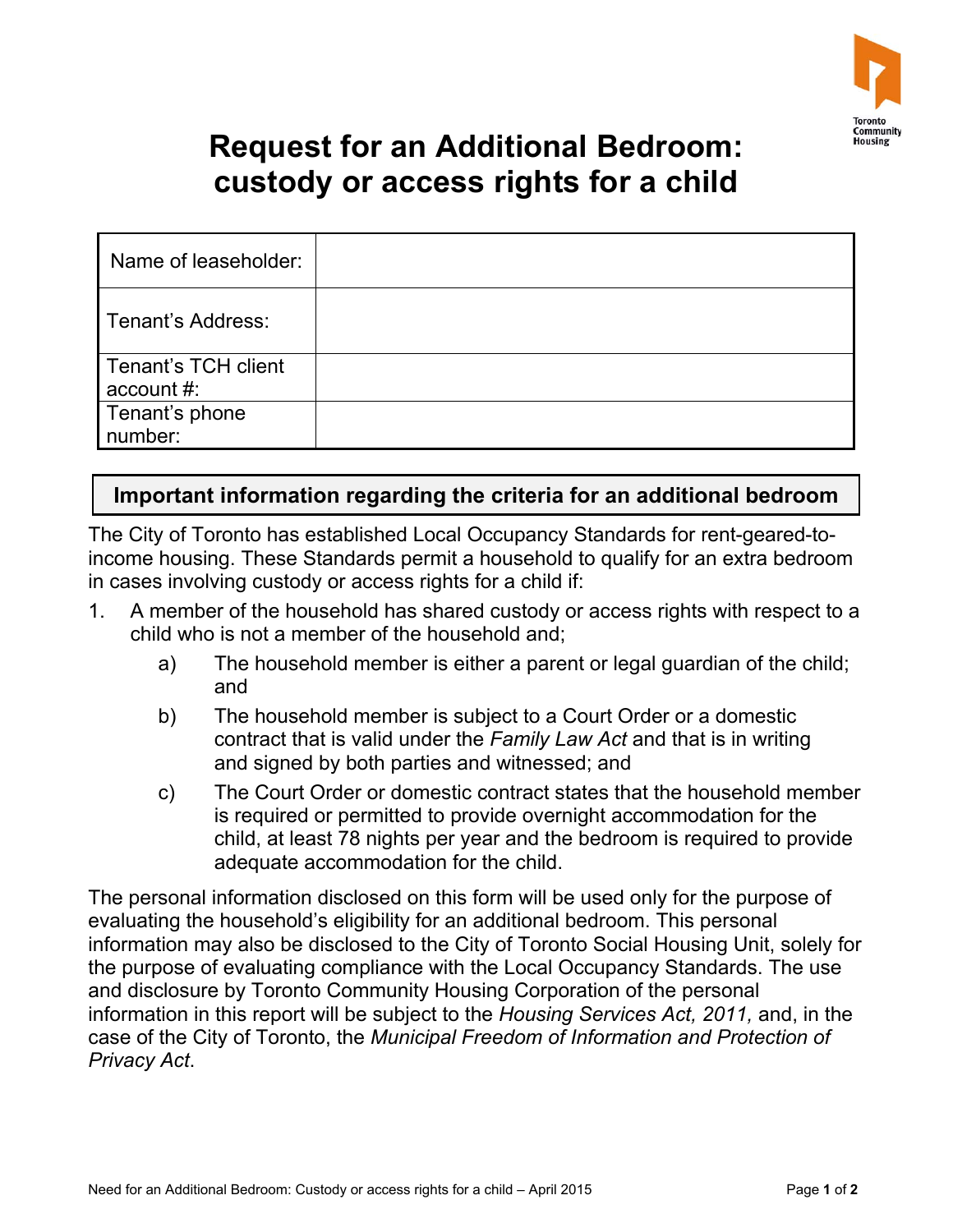# Request for an Additional Bedroom: custody or access rights for a child

| Name of leaseholder: | |
|---|---|
| Tenant's Address: | |
| Tenant's TCH client account #: | |
| Tenant's phone number: | |

## Important information regarding the criteria for an additional bedroom

The City of Toronto has established Local Occupancy Standards for rent-geared-to-income housing. These Standards permit a household to qualify for an extra bedroom in cases involving custody or access rights for a child if:

1. A member of the household has shared custody or access rights with respect to a child who is not a member of the household and;
    a) The household member is either a parent or legal guardian of the child; and
    b) The household member is subject to a Court Order or a domestic contract that is valid under the *Family Law Act* and that is in writing and signed by both parties and witnessed; and
    c) The Court Order or domestic contract states that the household member is required or permitted to provide overnight accommodation for the child, at least 78 nights per year and the bedroom is required to provide adequate accommodation for the child.

The personal information disclosed on this form will be used only for the purpose of evaluating the household's eligibility for an additional bedroom. This personal information may also be disclosed to the City of Toronto Social Housing Unit, solely for the purpose of evaluating compliance with the Local Occupancy Standards. The use and disclosure by Toronto Community Housing Corporation of the personal information in this report will be subject to the *Housing Services Act, 2011,* and, in the case of the City of Toronto, the *Municipal Freedom of Information and Protection of Privacy Act*.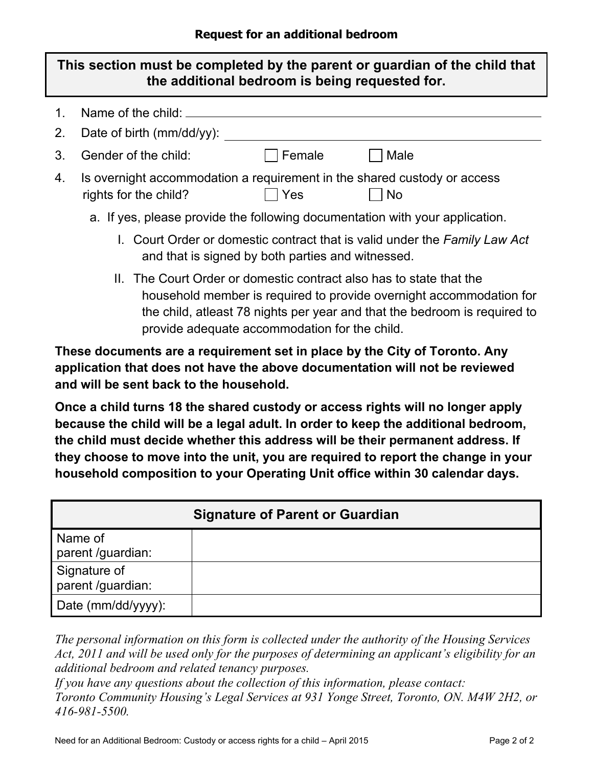## Request for an additional bedroom

**This section must be completed by the parent or guardian of the child that the additional bedroom is being requested for.**

1. Name of the child: ______________________________
2. Date of birth (mm/dd/yy): ______________________________
3. Gender of the child: ☐ Female ☐ Male
4. Is overnight accommodation a requirement in the shared custody or access rights for the child? ☐ Yes ☐ No
   a. If yes, please provide the following documentation with your application.
      I. Court Order or domestic contract that is valid under the *Family Law Act* and that is signed by both parties and witnessed.
      II. The Court Order or domestic contract also has to state that the household member is required to provide overnight accommodation for the child, atleast 78 nights per year and that the bedroom is required to provide adequate accommodation for the child.

**These documents are a requirement set in place by the City of Toronto. Any application that does not have the above documentation will not be reviewed and will be sent back to the household.**

**Once a child turns 18 the shared custody or access rights will no longer apply because the child will be a legal adult. In order to keep the additional bedroom, the child must decide whether this address will be their permanent address. If they choose to move into the unit, you are required to report the change in your household composition to your Operating Unit office within 30 calendar days.**

| Signature of Parent or Guardian | |
|---|---|
| Name of parent /guardian: | |
| Signature of parent /guardian: | |
| Date (mm/dd/yyyy): | |

*The personal information on this form is collected under the authority of the Housing Services Act, 2011 and will be used only for the purposes of determining an applicant's eligibility for an additional bedroom and related tenancy purposes.*
*If you have any questions about the collection of this information, please contact:*
*Toronto Community Housing's Legal Services at 931 Yonge Street, Toronto, ON. M4W 2H2, or 416-981-5500.*

Need for an Additional Bedroom: Custody or access rights for a child – April 2015